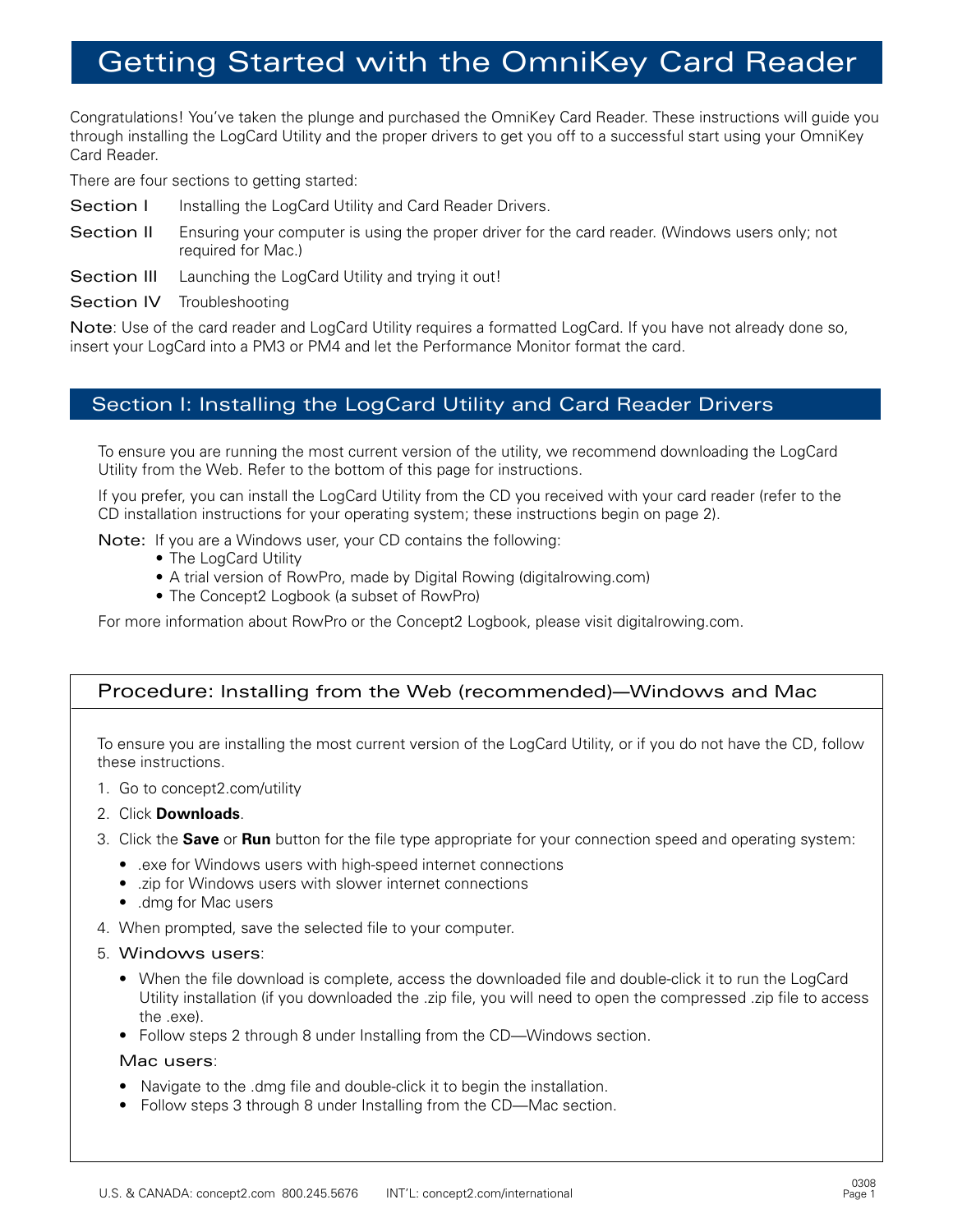# Getting Started with the OmniKey Card Reader

Congratulations! You've taken the plunge and purchased the OmniKey Card Reader. These instructions will guide you through installing the LogCard Utility and the proper drivers to get you off to a successful start using your OmniKey Card Reader.

There are four sections to getting started:

- **Section I** Installing the LogCard Utility and Card Reader Drivers.
- **Section II** Ensuring your computer is using the proper driver for the card reader. (Windows users only; not required for Mac.)
- **Section III** Launching the LogCard Utility and trying it out!
- **Section IV** Troubleshooting

**Note**: Use of the card reader and LogCard Utility requires a formatted LogCard. If you have not already done so, insert your LogCard into a PM3 or PM4 and let the Performance Monitor format the card.

## Section I: Installing the LogCard Utility and Card Reader Drivers

To ensure you are running the most current version of the utility, we recommend downloading the LogCard Utility from the Web. Refer to the bottom of this page for instructions.

If you prefer, you can install the LogCard Utility from the CD you received with your card reader (refer to the CD installation instructions for your operating system; these instructions begin on page 2).

**Note:** If you are a Windows user, your CD contains the following:

- The LogCard Utility
- A trial version of RowPro, made by Digital Rowing (digitalrowing.com)
- The Concept2 Logbook (a subset of RowPro)

For more information about RowPro or the Concept2 Logbook, please visit digitalrowing.com.

### Procedure: Installing from the Web (recommended)—Windows and Mac

To ensure you are installing the most current version of the LogCard Utility, or if you do not have the CD, follow these instructions.

1. Go to concept2.com/utility
2. Click **Downloads**.
3. Click the **Save** or **Run** button for the file type appropriate for your connection speed and operating system:
   - .exe for Windows users with high-speed internet connections
   - .zip for Windows users with slower internet connections
   - .dmg for Mac users
4. When prompted, save the selected file to your computer.
5. **Windows users**:
   - When the file download is complete, access the downloaded file and double-click it to run the LogCard Utility installation (if you downloaded the .zip file, you will need to open the compressed .zip file to access the .exe).
   - Follow steps 2 through 8 under Installing from the CD—Windows section.

   **Mac users**:
   - Navigate to the .dmg file and double-click it to begin the installation.
   - Follow steps 3 through 8 under Installing from the CD—Mac section.

U.S. & CANADA: concept2.com 800.245.5676 INT'L: concept2.com/international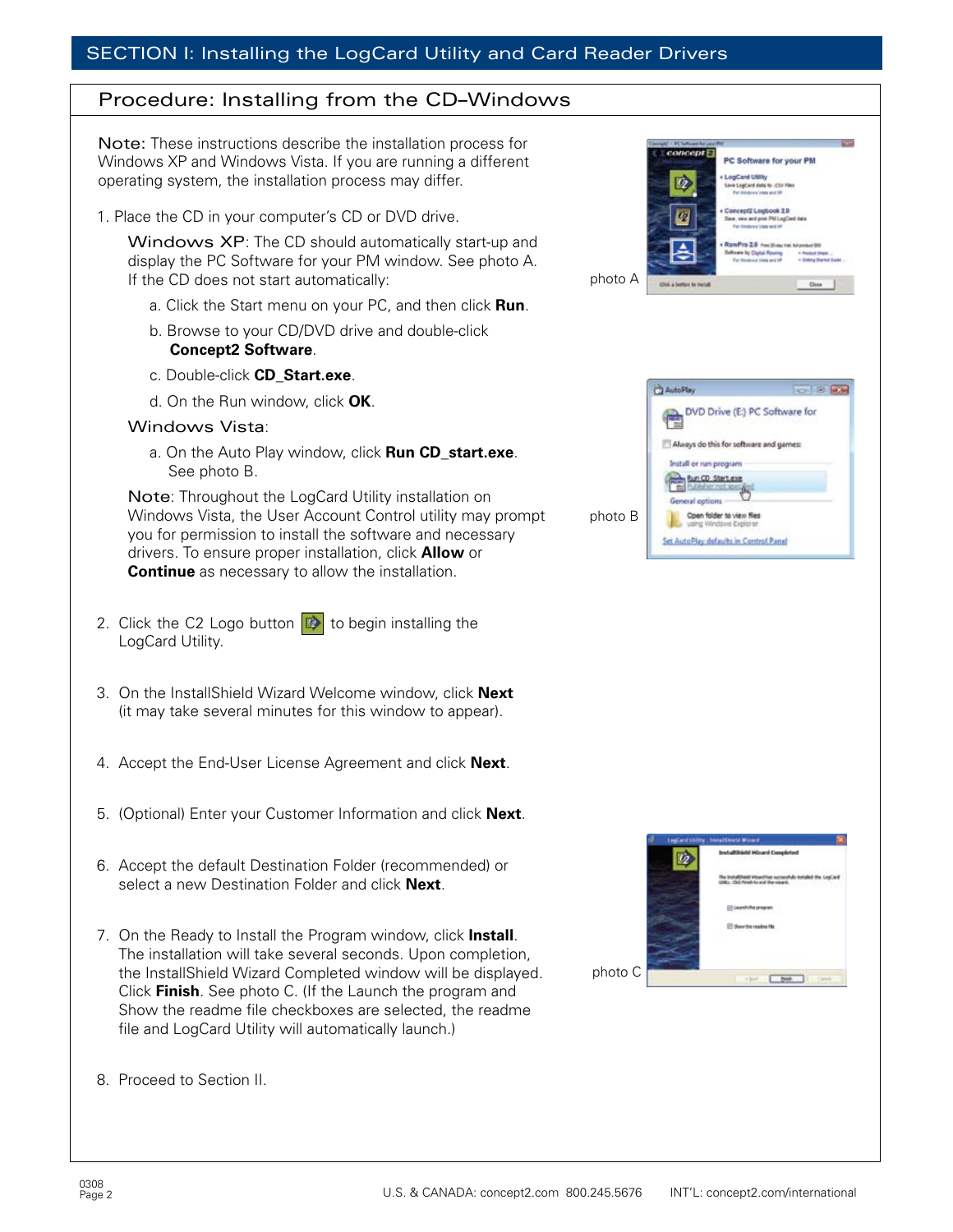## SECTION I: Installing the LogCard Utility and Card Reader Drivers

### Procedure: Installing from the CD–Windows

**Note:** These instructions describe the installation process for Windows XP and Windows Vista. If you are running a different operating system, the installation process may differ.

1. Place the CD in your computer's CD or DVD drive.

   **Windows XP**: The CD should automatically start-up and display the PC Software for your PM window. See photo A. If the CD does not start automatically:

   a. Click the Start menu on your PC, and then click **Run**.

   b. Browse to your CD/DVD drive and double-click **Concept2 Software**.

   c. Double-click **CD_Start.exe**.

   d. On the Run window, click **OK**.

   **Windows Vista**:

   a. On the Auto Play window, click **Run CD_start.exe**. See photo B.

   **Note**: Throughout the LogCard Utility installation on Windows Vista, the User Account Control utility may prompt you for permission to install the software and necessary drivers. To ensure proper installation, click **Allow** or **Continue** as necessary to allow the installation.

photo A

photo B

2. Click the C2 Logo button to begin installing the LogCard Utility.

3. On the InstallShield Wizard Welcome window, click **Next** (it may take several minutes for this window to appear).

4. Accept the End-User License Agreement and click **Next**.

5. (Optional) Enter your Customer Information and click **Next**.

6. Accept the default Destination Folder (recommended) or select a new Destination Folder and click **Next**.

7. On the Ready to Install the Program window, click **Install**. The installation will take several seconds. Upon completion, the InstallShield Wizard Completed window will be displayed. Click **Finish**. See photo C. (If the Launch the program and Show the readme file checkboxes are selected, the readme file and LogCard Utility will automatically launch.)

photo C

8. Proceed to Section II.

0308

U.S. & CANADA: concept2.com 800.245.5676 INT'L: concept2.com/international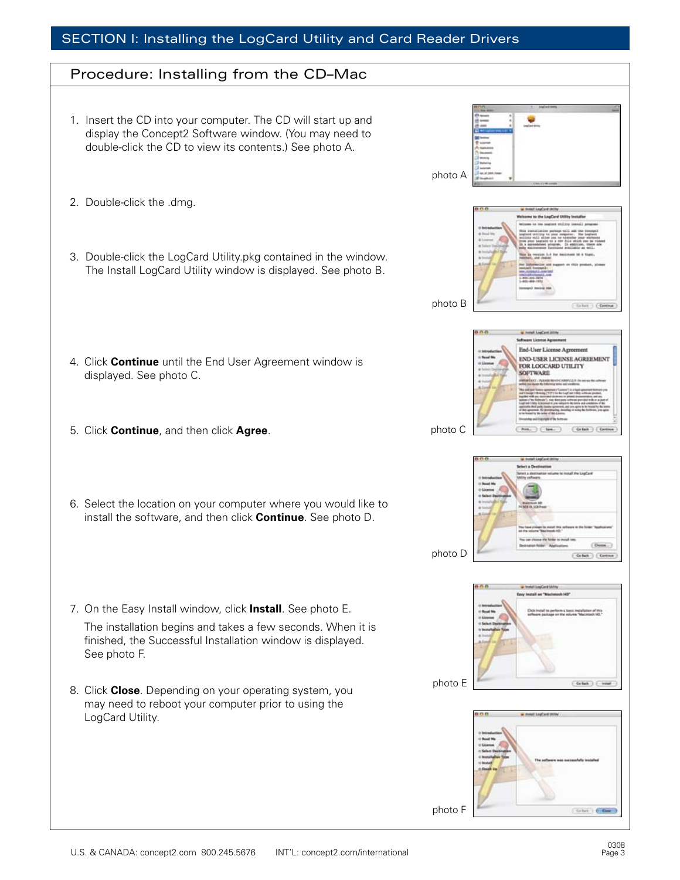## SECTION I: Installing the LogCard Utility and Card Reader Drivers

### Procedure: Installing from the CD–Mac

1. Insert the CD into your computer. The CD will start up and display the Concept2 Software window. (You may need to double-click the CD to view its contents.) See photo A.

photo A

2. Double-click the .dmg.

3. Double-click the LogCard Utility.pkg contained in the window. The Install LogCard Utility window is displayed. See photo B.

photo B

4. Click **Continue** until the End User Agreement window is displayed. See photo C.

5. Click **Continue**, and then click **Agree**.

photo C

6. Select the location on your computer where you would like to install the software, and then click **Continue**. See photo D.

photo D

7. On the Easy Install window, click **Install**. See photo E.

   The installation begins and takes a few seconds. When it is finished, the Successful Installation window is displayed. See photo F.

photo E

8. Click **Close**. Depending on your operating system, you may need to reboot your computer prior to using the LogCard Utility.

photo F

U.S. & CANADA: concept2.com 800.245.5676 INT'L: concept2.com/international

0308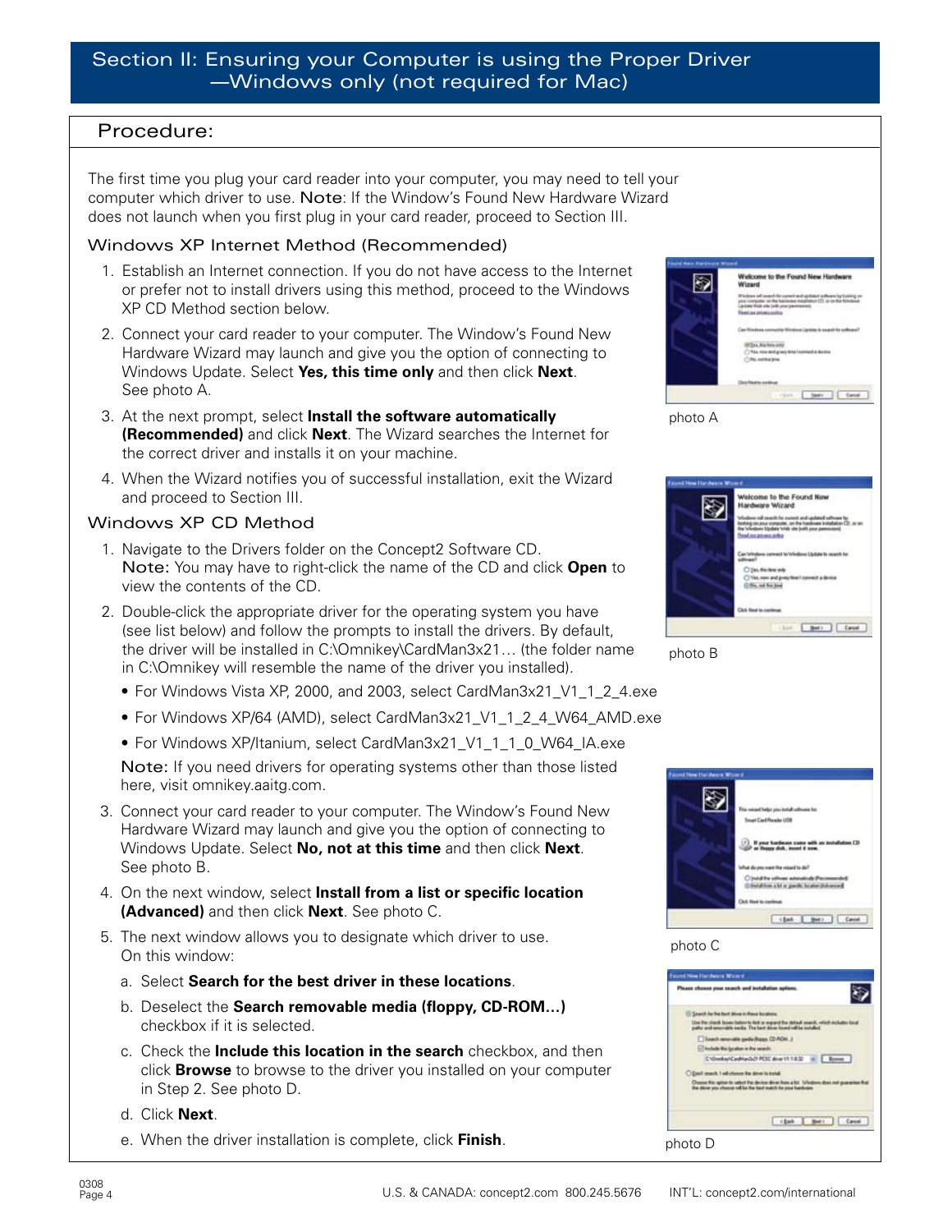## Section II: Ensuring your Computer is using the Proper Driver —Windows only (not required for Mac)

### Procedure:

The first time you plug your card reader into your computer, you may need to tell your computer which driver to use. Note: If the Window's Found New Hardware Wizard does not launch when you first plug in your card reader, proceed to Section III.

#### Windows XP Internet Method (Recommended)

1. Establish an Internet connection. If you do not have access to the Internet or prefer not to install drivers using this method, proceed to the Windows XP CD Method section below.
2. Connect your card reader to your computer. The Window's Found New Hardware Wizard may launch and give you the option of connecting to Windows Update. Select **Yes, this time only** and then click **Next**. See photo A.
3. At the next prompt, select **Install the software automatically (Recommended)** and click **Next**. The Wizard searches the Internet for the correct driver and installs it on your machine.
4. When the Wizard notifies you of successful installation, exit the Wizard and proceed to Section III.

photo A

#### Windows XP CD Method

1. Navigate to the Drivers folder on the Concept2 Software CD.
   Note: You may have to right-click the name of the CD and click **Open** to view the contents of the CD.
2. Double-click the appropriate driver for the operating system you have (see list below) and follow the prompts to install the drivers. By default, the driver will be installed in C:\Omnikey\CardMan3x21… (the folder name in C:\Omnikey will resemble the name of the driver you installed).
   - For Windows Vista XP, 2000, and 2003, select CardMan3x21_V1_1_2_4.exe
   - For Windows XP/64 (AMD), select CardMan3x21_V1_1_2_4_W64_AMD.exe
   - For Windows XP/Itanium, select CardMan3x21_V1_1_1_0_W64_IA.exe

   Note: If you need drivers for operating systems other than those listed here, visit omnikey.aaitg.com.
3. Connect your card reader to your computer. The Window's Found New Hardware Wizard may launch and give you the option of connecting to Windows Update. Select **No, not at this time** and then click **Next**. See photo B.
4. On the next window, select **Install from a list or specific location (Advanced)** and then click **Next**. See photo C.
5. The next window allows you to designate which driver to use. On this window:
   a. Select **Search for the best driver in these locations**.
   b. Deselect the **Search removable media (floppy, CD-ROM…)** checkbox if it is selected.
   c. Check the **Include this location in the search** checkbox, and then click **Browse** to browse to the driver you installed on your computer in Step 2. See photo D.
   d. Click **Next**.
   e. When the driver installation is complete, click **Finish**.

photo B

photo C

photo D

0308

U.S. & CANADA: concept2.com 800.245.5676 INT'L: concept2.com/international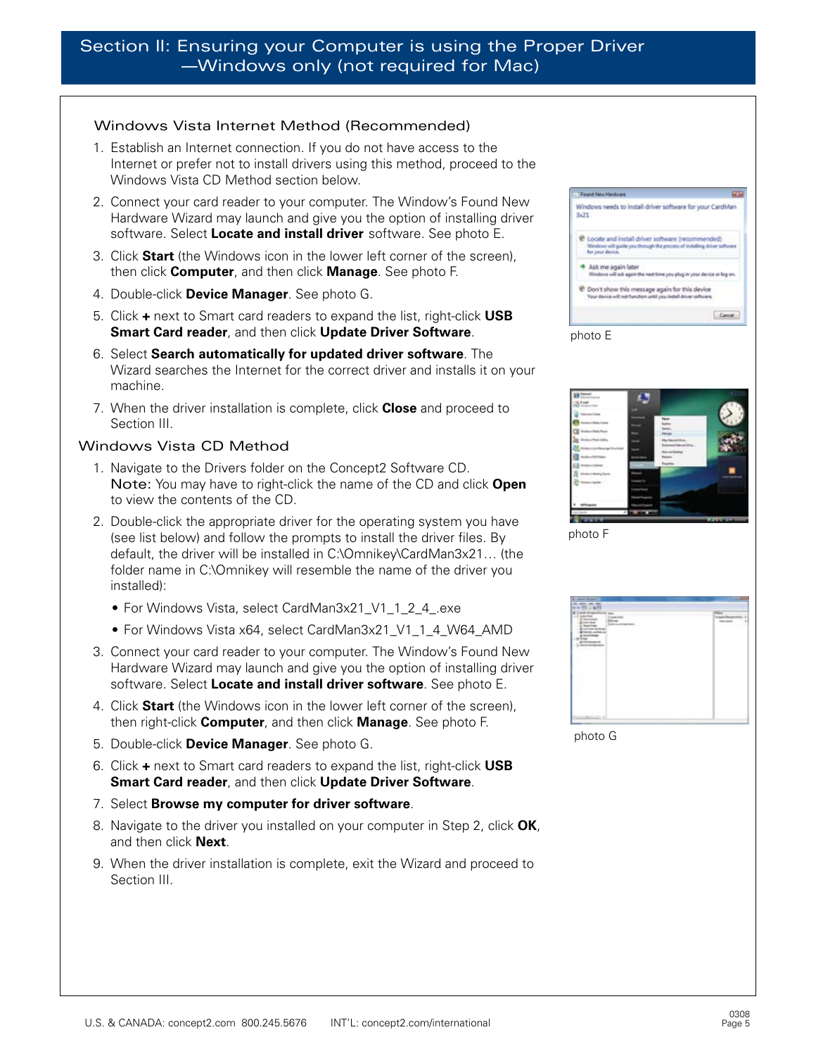## Section II: Ensuring your Computer is using the Proper Driver —Windows only (not required for Mac)

### Windows Vista Internet Method (Recommended)

1. Establish an Internet connection. If you do not have access to the Internet or prefer not to install drivers using this method, proceed to the Windows Vista CD Method section below.
2. Connect your card reader to your computer. The Window's Found New Hardware Wizard may launch and give you the option of installing driver software. Select **Locate and install driver** software. See photo E.
3. Click **Start** (the Windows icon in the lower left corner of the screen), then click **Computer**, and then click **Manage**. See photo F.
4. Double-click **Device Manager**. See photo G.
5. Click **+** next to Smart card readers to expand the list, right-click **USB Smart Card reader**, and then click **Update Driver Software**.
6. Select **Search automatically for updated driver software**. The Wizard searches the Internet for the correct driver and installs it on your machine.
7. When the driver installation is complete, click **Close** and proceed to Section III.

### Windows Vista CD Method

1. Navigate to the Drivers folder on the Concept2 Software CD.
   Note: You may have to right-click the name of the CD and click **Open** to view the contents of the CD.
2. Double-click the appropriate driver for the operating system you have (see list below) and follow the prompts to install the driver files. By default, the driver will be installed in C:\Omnikey\CardMan3x21… (the folder name in C:\Omnikey will resemble the name of the driver you installed):
   - For Windows Vista, select CardMan3x21_V1_1_2_4_.exe
   - For Windows Vista x64, select CardMan3x21_V1_1_4_W64_AMD
3. Connect your card reader to your computer. The Window's Found New Hardware Wizard may launch and give you the option of installing driver software. Select **Locate and install driver software**. See photo E.
4. Click **Start** (the Windows icon in the lower left corner of the screen), then right-click **Computer**, and then click **Manage**. See photo F.
5. Double-click **Device Manager**. See photo G.
6. Click **+** next to Smart card readers to expand the list, right-click **USB Smart Card reader**, and then click **Update Driver Software**.
7. Select **Browse my computer for driver software**.
8. Navigate to the driver you installed on your computer in Step 2, click **OK**, and then click **Next**.
9. When the driver installation is complete, exit the Wizard and proceed to Section III.

photo E

photo F

photo G

U.S. & CANADA: concept2.com 800.245.5676 INT'L: concept2.com/international

0308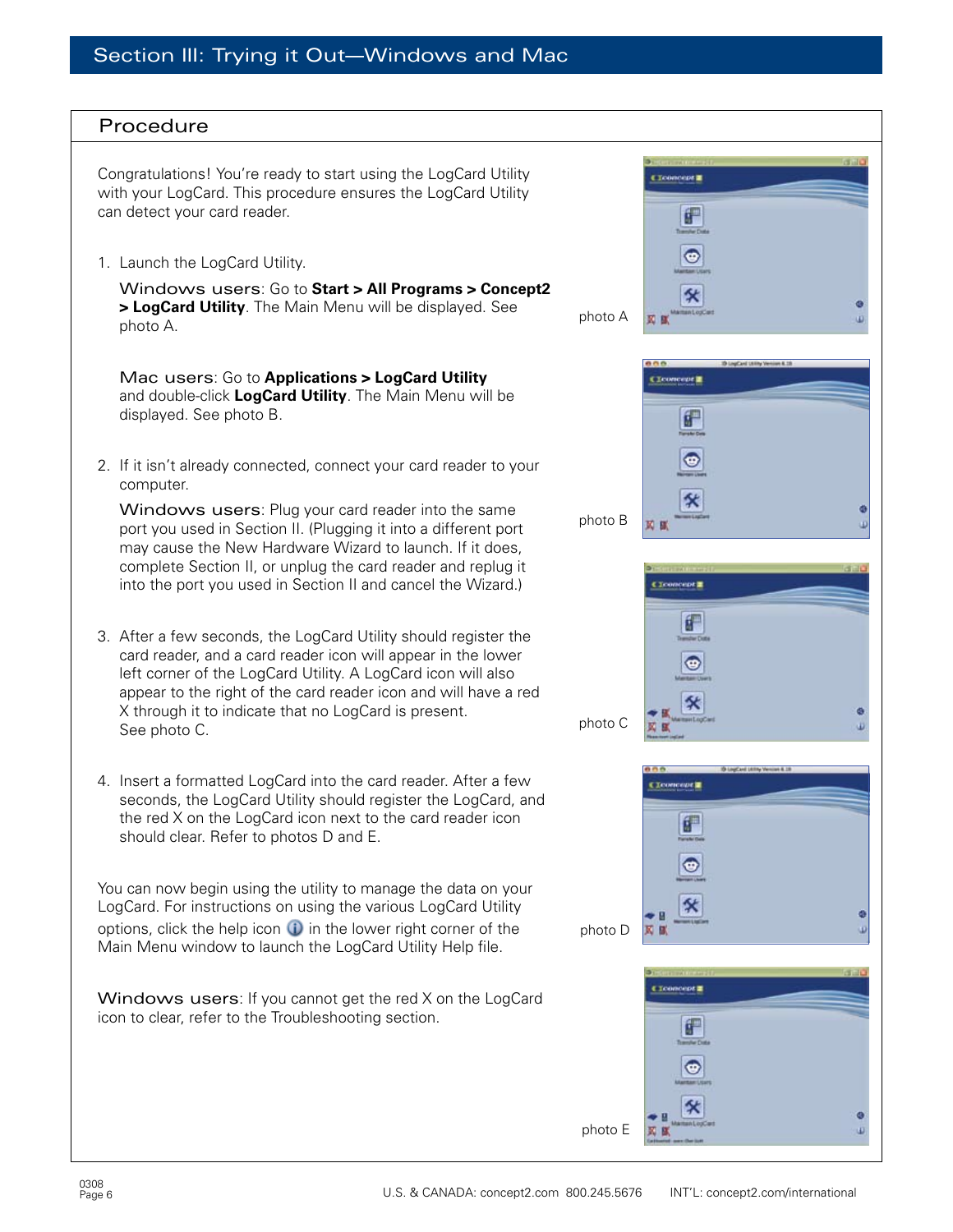## Section III: Trying it Out—Windows and Mac

### Procedure

Congratulations! You're ready to start using the LogCard Utility with your LogCard. This procedure ensures the LogCard Utility can detect your card reader.

1. Launch the LogCard Utility.

   Windows users: Go to **Start > All Programs > Concept2 > LogCard Utility**. The Main Menu will be displayed. See photo A.

   Mac users: Go to **Applications > LogCard Utility** and double-click **LogCard Utility**. The Main Menu will be displayed. See photo B.

2. If it isn't already connected, connect your card reader to your computer.

   Windows users: Plug your card reader into the same port you used in Section II. (Plugging it into a different port may cause the New Hardware Wizard to launch. If it does, complete Section II, or unplug the card reader and replug it into the port you used in Section II and cancel the Wizard.)

3. After a few seconds, the LogCard Utility should register the card reader, and a card reader icon will appear in the lower left corner of the LogCard Utility. A LogCard icon will also appear to the right of the card reader icon and will have a red X through it to indicate that no LogCard is present. See photo C.

4. Insert a formatted LogCard into the card reader. After a few seconds, the LogCard Utility should register the LogCard, and the red X on the LogCard icon next to the card reader icon should clear. Refer to photos D and E.

You can now begin using the utility to manage the data on your LogCard. For instructions on using the various LogCard Utility options, click the help icon in the lower right corner of the Main Menu window to launch the LogCard Utility Help file.

Windows users: If you cannot get the red X on the LogCard icon to clear, refer to the Troubleshooting section.

photo A

photo B

photo C

photo D

photo E

0308

U.S. & CANADA: concept2.com 800.245.5676 INT'L: concept2.com/international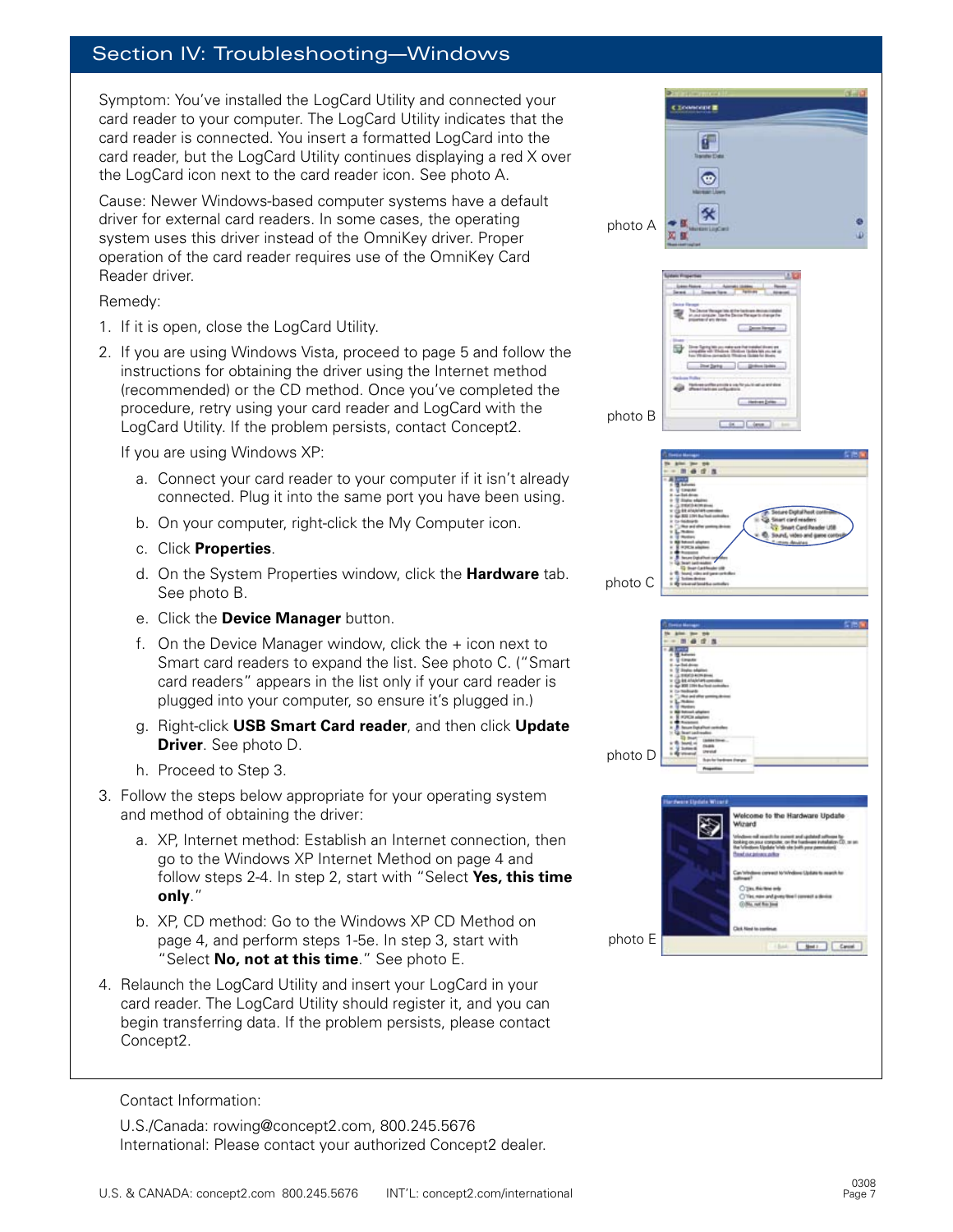## Section IV: Troubleshooting—Windows

Symptom: You've installed the LogCard Utility and connected your card reader to your computer. The LogCard Utility indicates that the card reader is connected. You insert a formatted LogCard into the card reader, but the LogCard Utility continues displaying a red X over the LogCard icon next to the card reader icon. See photo A.

Cause: Newer Windows-based computer systems have a default driver for external card readers. In some cases, the operating system uses this driver instead of the OmniKey driver. Proper operation of the card reader requires use of the OmniKey Card Reader driver.

Remedy:

1. If it is open, close the LogCard Utility.
2. If you are using Windows Vista, proceed to page 5 and follow the instructions for obtaining the driver using the Internet method (recommended) or the CD method. Once you've completed the procedure, retry using your card reader and LogCard with the LogCard Utility. If the problem persists, contact Concept2.

   If you are using Windows XP:

   a. Connect your card reader to your computer if it isn't already connected. Plug it into the same port you have been using.

   b. On your computer, right-click the My Computer icon.

   c. Click **Properties**.

   d. On the System Properties window, click the **Hardware** tab. See photo B.

   e. Click the **Device Manager** button.

   f. On the Device Manager window, click the + icon next to Smart card readers to expand the list. See photo C. ("Smart card readers" appears in the list only if your card reader is plugged into your computer, so ensure it's plugged in.)

   g. Right-click **USB Smart Card reader**, and then click **Update Driver**. See photo D.

   h. Proceed to Step 3.
3. Follow the steps below appropriate for your operating system and method of obtaining the driver:

   a. XP, Internet method: Establish an Internet connection, then go to the Windows XP Internet Method on page 4 and follow steps 2-4. In step 2, start with "Select **Yes, this time only**."

   b. XP, CD method: Go to the Windows XP CD Method on page 4, and perform steps 1-5e. In step 3, start with "Select **No, not at this time**." See photo E.
4. Relaunch the LogCard Utility and insert your LogCard in your card reader. The LogCard Utility should register it, and you can begin transferring data. If the problem persists, please contact Concept2.

photo A

photo B

photo C

photo D

photo E

Contact Information:

U.S./Canada: rowing@concept2.com, 800.245.5676
International: Please contact your authorized Concept2 dealer.

U.S. & CANADA: concept2.com 800.245.5676 INT'L: concept2.com/international

0308